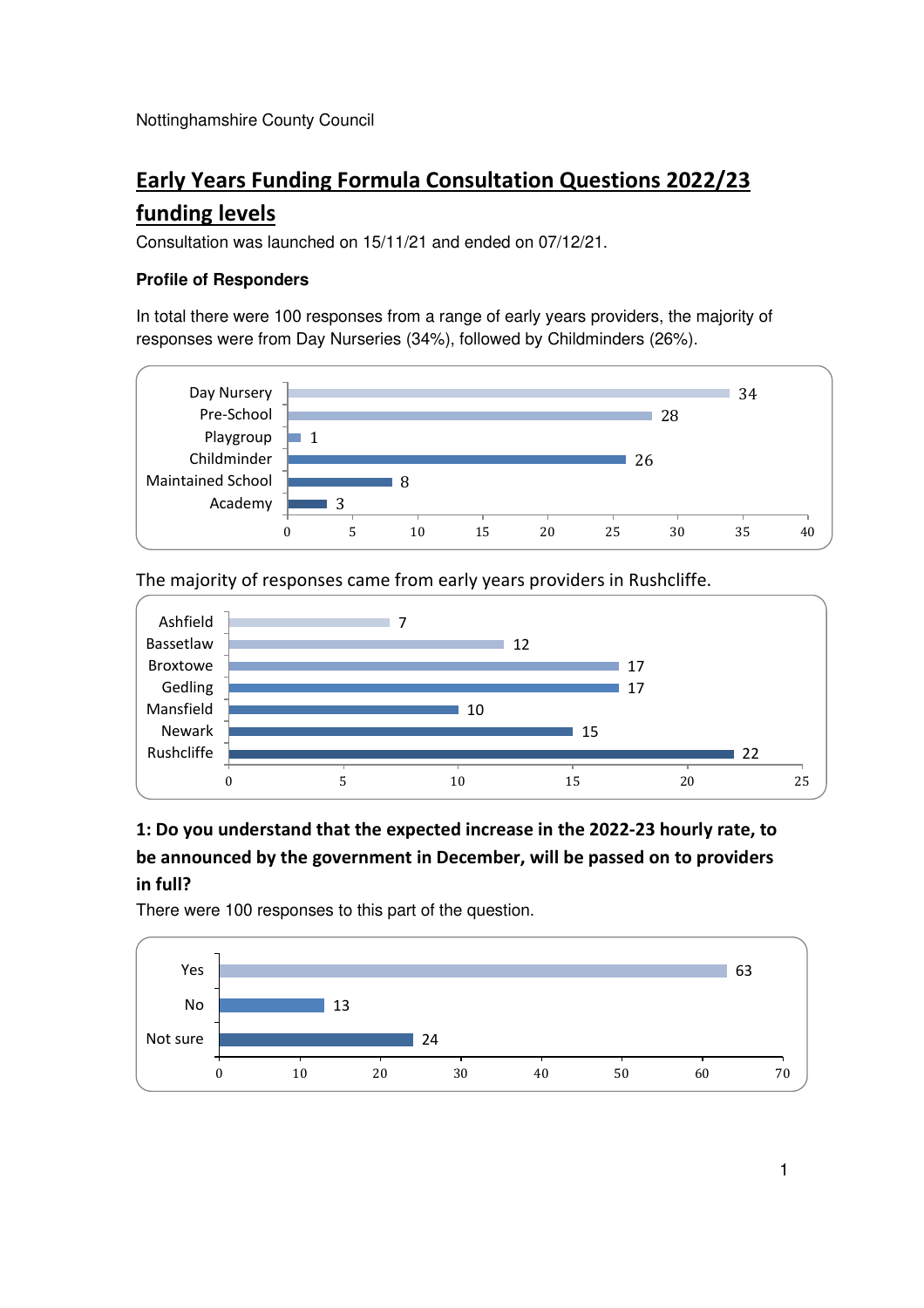Nottinghamshire County Council

# Early Years Funding Formula Consultation Questions 2022/23 funding levels

Consultation was launched on 15/11/21 and ended on 07/12/21.

**Profile of Responders**

In total there were 100 responses from a range of early years providers, the majority of responses were from Day Nurseries (34%), followed by Childminders (26%).

| Provider type | Responses |
|---|---|
| Day Nursery | 34 |
| Pre-School | 28 |
| Playgroup | 1 |
| Childminder | 26 |
| Maintained School | 8 |
| Academy | 3 |

The majority of responses came from early years providers in Rushcliffe.

| District | Responses |
|---|---|
| Ashfield | 7 |
| Bassetlaw | 12 |
| Broxtowe | 17 |
| Gedling | 17 |
| Mansfield | 10 |
| Newark | 15 |
| Rushcliffe | 22 |

**1: Do you understand that the expected increase in the 2022-23 hourly rate, to be announced by the government in December, will be passed on to providers in full?**

There were 100 responses to this part of the question.

| Answer | Responses |
|---|---|
| Yes | 63 |
| No | 13 |
| Not sure | 24 |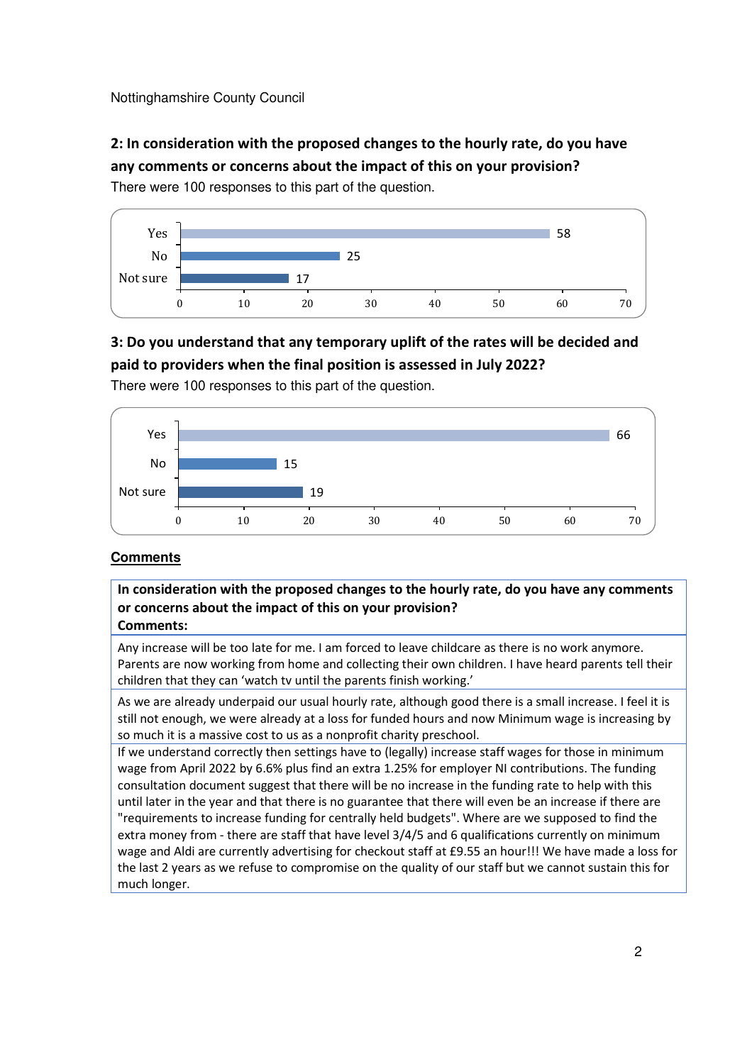Nottinghamshire County Council

**2: In consideration with the proposed changes to the hourly rate, do you have any comments or concerns about the impact of this on your provision?**

There were 100 responses to this part of the question.

| Response | Count |
|---|---|
| Yes | 58 |
| No | 25 |
| Not sure | 17 |

**3: Do you understand that any temporary uplift of the rates will be decided and paid to providers when the final position is assessed in July 2022?**

There were 100 responses to this part of the question.

| Response | Count |
|---|---|
| Yes | 66 |
| No | 15 |
| Not sure | 19 |

**Comments**

| **In consideration with the proposed changes to the hourly rate, do you have any comments or concerns about the impact of this on your provision? Comments:** |
|---|
| Any increase will be too late for me. I am forced to leave childcare as there is no work anymore. Parents are now working from home and collecting their own children. I have heard parents tell their children that they can 'watch tv until the parents finish working.' |
| As we are already underpaid our usual hourly rate, although good there is a small increase. I feel it is still not enough, we were already at a loss for funded hours and now Minimum wage is increasing by so much it is a massive cost to us as a nonprofit charity preschool. |
| If we understand correctly then settings have to (legally) increase staff wages for those in minimum wage from April 2022 by 6.6% plus find an extra 1.25% for employer NI contributions. The funding consultation document suggest that there will be no increase in the funding rate to help with this until later in the year and that there is no guarantee that there will even be an increase if there are "requirements to increase funding for centrally held budgets". Where are we supposed to find the extra money from - there are staff that have level 3/4/5 and 6 qualifications currently on minimum wage and Aldi are currently advertising for checkout staff at £9.55 an hour!!! We have made a loss for the last 2 years as we refuse to compromise on the quality of our staff but we cannot sustain this for much longer. |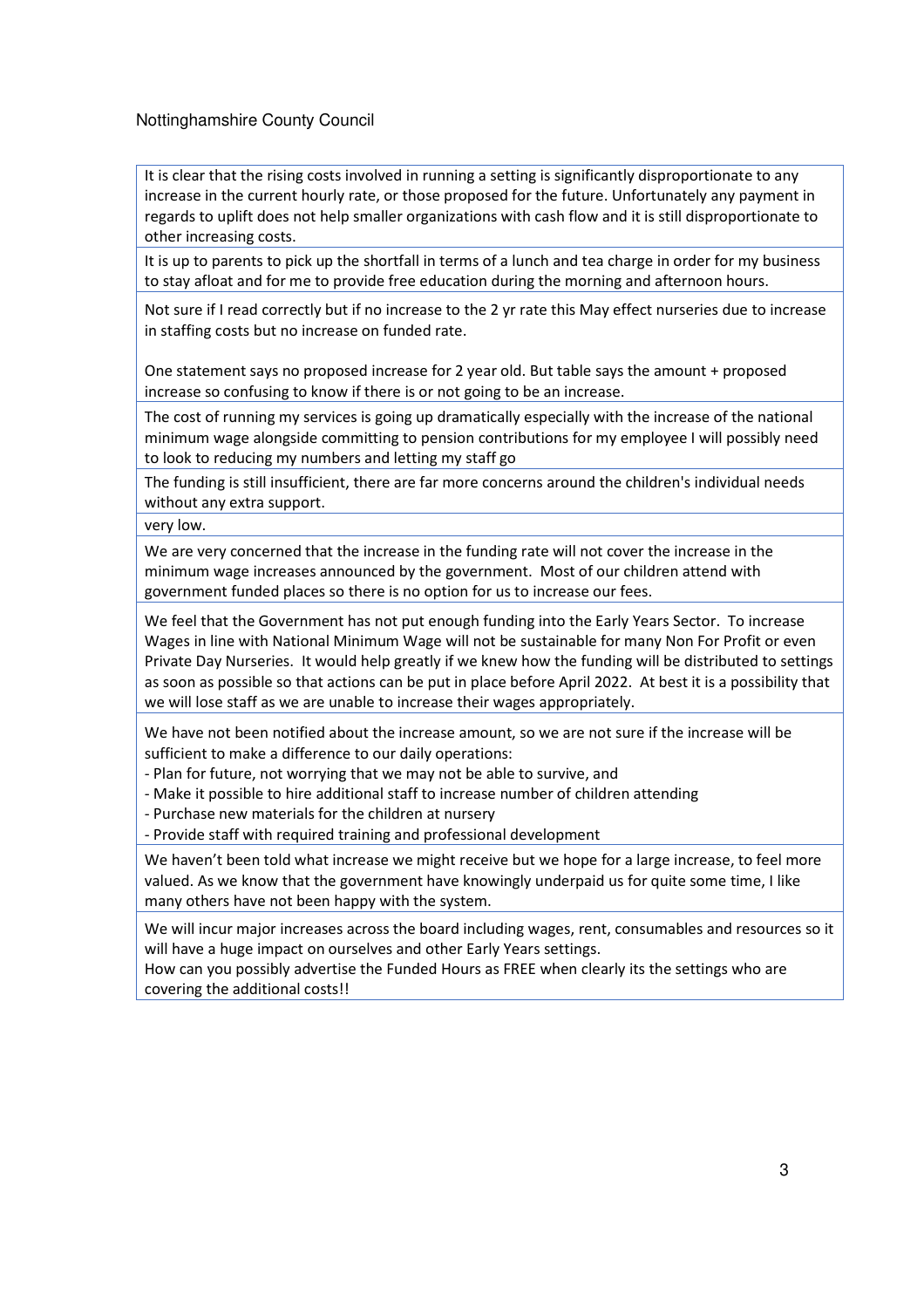Nottinghamshire County Council

| |
|---|
| It is clear that the rising costs involved in running a setting is significantly disproportionate to any increase in the current hourly rate, or those proposed for the future. Unfortunately any payment in regards to uplift does not help smaller organizations with cash flow and it is still disproportionate to other increasing costs. |
| It is up to parents to pick up the shortfall in terms of a lunch and tea charge in order for my business to stay afloat and for me to provide free education during the morning and afternoon hours. |
| Not sure if I read correctly but if no increase to the 2 yr rate this May effect nurseries due to increase in staffing costs but no increase on funded rate.<br><br>One statement says no proposed increase for 2 year old. But table says the amount + proposed increase so confusing to know if there is or not going to be an increase. |
| The cost of running my services is going up dramatically especially with the increase of the national minimum wage alongside committing to pension contributions for my employee I will possibly need to look to reducing my numbers and letting my staff go |
| The funding is still insufficient, there are far more concerns around the children's individual needs without any extra support. |
| very low. |
| We are very concerned that the increase in the funding rate will not cover the increase in the minimum wage increases announced by the government. Most of our children attend with government funded places so there is no option for us to increase our fees. |
| We feel that the Government has not put enough funding into the Early Years Sector. To increase Wages in line with National Minimum Wage will not be sustainable for many Non For Profit or even Private Day Nurseries. It would help greatly if we knew how the funding will be distributed to settings as soon as possible so that actions can be put in place before April 2022. At best it is a possibility that we will lose staff as we are unable to increase their wages appropriately. |
| We have not been notified about the increase amount, so we are not sure if the increase will be sufficient to make a difference to our daily operations:<br>- Plan for future, not worrying that we may not be able to survive, and<br>- Make it possible to hire additional staff to increase number of children attending<br>- Purchase new materials for the children at nursery<br>- Provide staff with required training and professional development |
| We haven't been told what increase we might receive but we hope for a large increase, to feel more valued. As we know that the government have knowingly underpaid us for quite some time, I like many others have not been happy with the system. |
| We will incur major increases across the board including wages, rent, consumables and resources so it will have a huge impact on ourselves and other Early Years settings.<br>How can you possibly advertise the Funded Hours as FREE when clearly its the settings who are covering the additional costs!! |